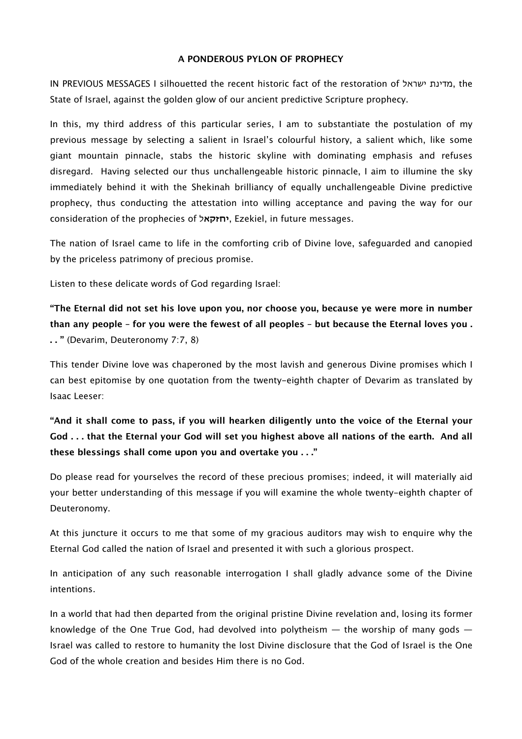**A PONDEROUS PYLON OF PROPHECY**

IN PREVIOUS MESSAGES I silhouetted the recent historic fact of the restoration of מדינת ישראל, the State of Israel, against the golden glow of our ancient predictive Scripture prophecy.

In this, my third address of this particular series, I am to substantiate the postulation of my previous message by selecting a salient in Israel's colourful history, a salient which, like some giant mountain pinnacle, stabs the historic skyline with dominating emphasis and refuses disregard. Having selected our thus unchallengeable historic pinnacle, I aim to illumine the sky immediately behind it with the Shekinah brilliancy of equally unchallengeable Divine predictive prophecy, thus conducting the attestation into willing acceptance and paving the way for our consideration of the prophecies of **יחזקאל**, Ezekiel, in future messages.

The nation of Israel came to life in the comforting crib of Divine love, safeguarded and canopied by the priceless patrimony of precious promise.

Listen to these delicate words of God regarding Israel:

**"The Eternal did not set his love upon you, nor choose you, because ye were more in number than any people – for you were the fewest of all peoples – but because the Eternal loves you . . . "** (Devarim, Deuteronomy 7:7, 8)

This tender Divine love was chaperoned by the most lavish and generous Divine promises which I can best epitomise by one quotation from the twenty-eighth chapter of Devarim as translated by Isaac Leeser:

**"And it shall come to pass, if you will hearken diligently unto the voice of the Eternal your God . . . that the Eternal your God will set you highest above all nations of the earth. And all these blessings shall come upon you and overtake you . . ."**

Do please read for yourselves the record of these precious promises; indeed, it will materially aid your better understanding of this message if you will examine the whole twenty-eighth chapter of Deuteronomy.

At this juncture it occurs to me that some of my gracious auditors may wish to enquire why the Eternal God called the nation of Israel and presented it with such a glorious prospect.

In anticipation of any such reasonable interrogation I shall gladly advance some of the Divine intentions.

In a world that had then departed from the original pristine Divine revelation and, losing its former knowledge of the One True God, had devolved into polytheism — the worship of many gods — Israel was called to restore to humanity the lost Divine disclosure that the God of Israel is the One God of the whole creation and besides Him there is no God.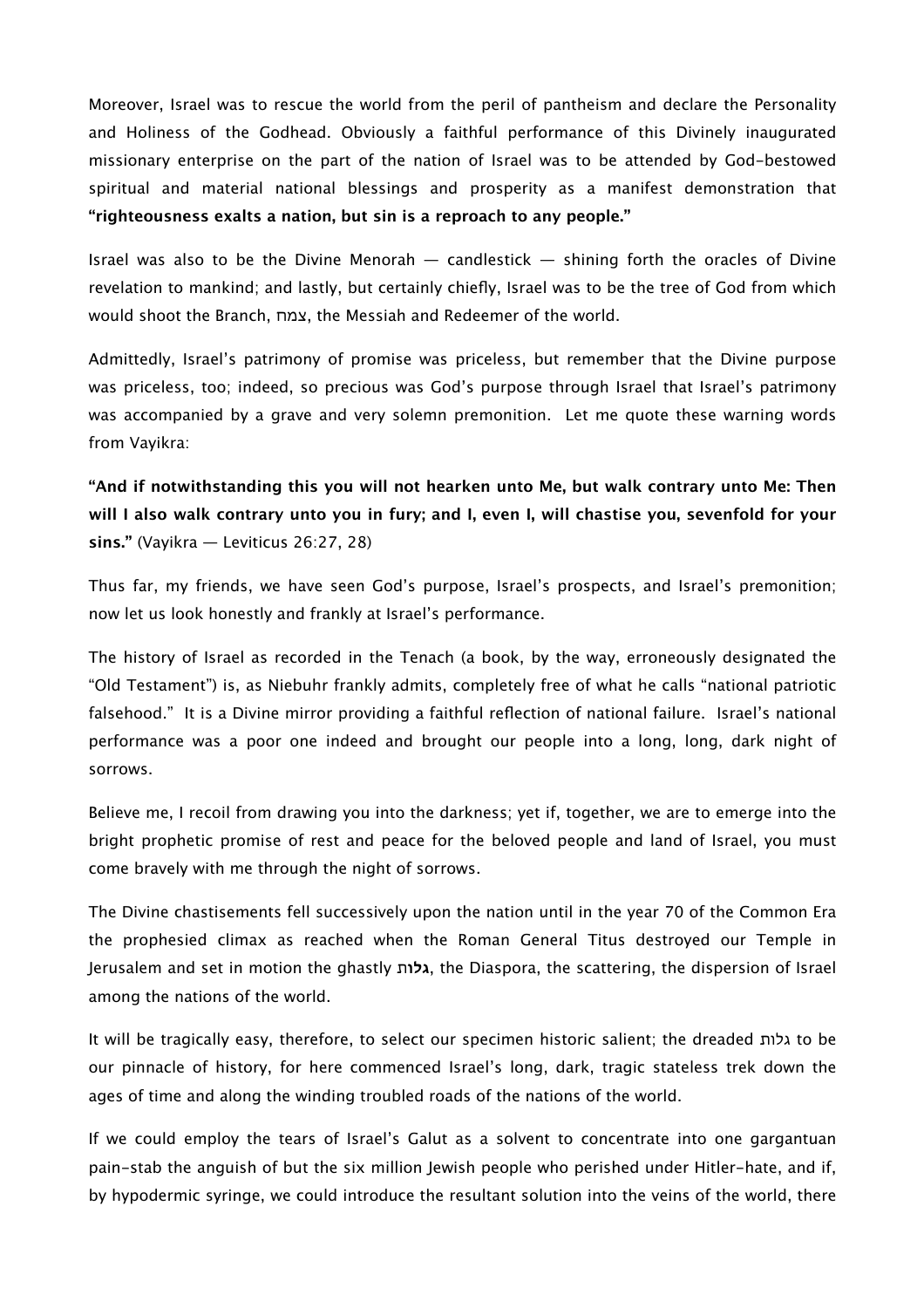Moreover, Israel was to rescue the world from the peril of pantheism and declare the Personality and Holiness of the Godhead. Obviously a faithful performance of this Divinely inaugurated missionary enterprise on the part of the nation of Israel was to be attended by God-bestowed spiritual and material national blessings and prosperity as a manifest demonstration that **"righteousness exalts a nation, but sin is a reproach to any people."**

Israel was also to be the Divine Menorah — candlestick — shining forth the oracles of Divine revelation to mankind; and lastly, but certainly chiefly, Israel was to be the tree of God from which would shoot the Branch, צמח, the Messiah and Redeemer of the world.

Admittedly, Israel's patrimony of promise was priceless, but remember that the Divine purpose was priceless, too; indeed, so precious was God's purpose through Israel that Israel's patrimony was accompanied by a grave and very solemn premonition. Let me quote these warning words from Vayikra:

**"And if notwithstanding this you will not hearken unto Me, but walk contrary unto Me: Then will I also walk contrary unto you in fury; and I, even I, will chastise you, sevenfold for your sins."** (Vayikra — Leviticus 26:27, 28)

Thus far, my friends, we have seen God's purpose, Israel's prospects, and Israel's premonition; now let us look honestly and frankly at Israel's performance.

The history of Israel as recorded in the Tenach (a book, by the way, erroneously designated the "Old Testament") is, as Niebuhr frankly admits, completely free of what he calls "national patriotic falsehood." It is a Divine mirror providing a faithful reflection of national failure. Israel's national performance was a poor one indeed and brought our people into a long, long, dark night of sorrows.

Believe me, I recoil from drawing you into the darkness; yet if, together, we are to emerge into the bright prophetic promise of rest and peace for the beloved people and land of Israel, you must come bravely with me through the night of sorrows.

The Divine chastisements fell successively upon the nation until in the year 70 of the Common Era the prophesied climax as reached when the Roman General Titus destroyed our Temple in Jerusalem and set in motion the ghastly **גלות**, the Diaspora, the scattering, the dispersion of Israel among the nations of the world.

It will be tragically easy, therefore, to select our specimen historic salient; the dreaded גלות to be our pinnacle of history, for here commenced Israel's long, dark, tragic stateless trek down the ages of time and along the winding troubled roads of the nations of the world.

If we could employ the tears of Israel's Galut as a solvent to concentrate into one gargantuan pain-stab the anguish of but the six million Jewish people who perished under Hitler-hate, and if, by hypodermic syringe, we could introduce the resultant solution into the veins of the world, there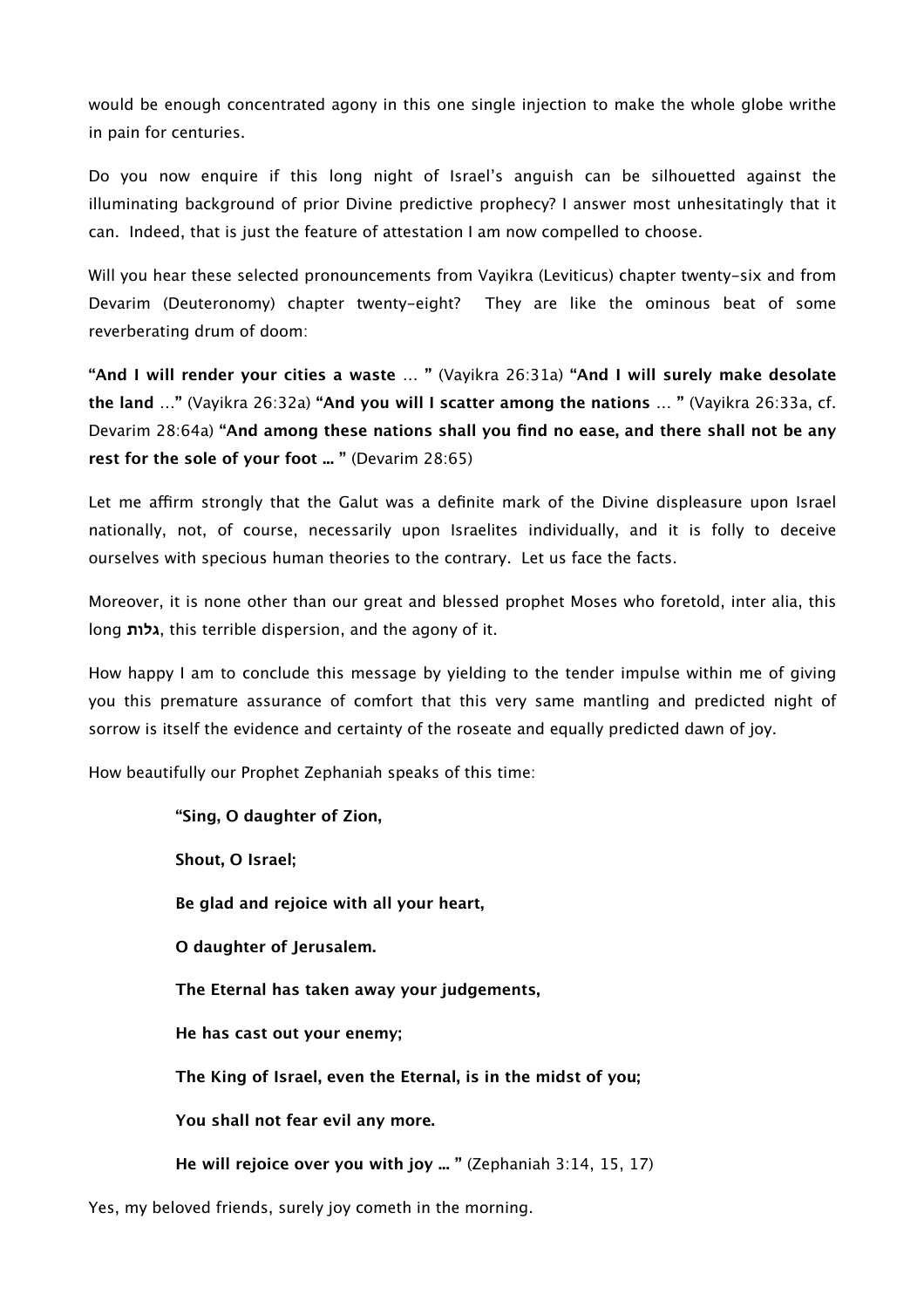would be enough concentrated agony in this one single injection to make the whole globe writhe in pain for centuries.

Do you now enquire if this long night of Israel's anguish can be silhouetted against the illuminating background of prior Divine predictive prophecy? I answer most unhesitatingly that it can. Indeed, that is just the feature of attestation I am now compelled to choose.

Will you hear these selected pronouncements from Vayikra (Leviticus) chapter twenty-six and from Devarim (Deuteronomy) chapter twenty-eight? They are like the ominous beat of some reverberating drum of doom:

**"And I will render your cities a waste** ... **"** (Vayikra 26:31a) **"And I will surely make desolate the land** ...**"** (Vayikra 26:32a) **"And you will I scatter among the nations** ... **"** (Vayikra 26:33a, cf. Devarim 28:64a) **"And among these nations shall you find no ease, and there shall not be any rest for the sole of your foot ... "** (Devarim 28:65)

Let me affirm strongly that the Galut was a definite mark of the Divine displeasure upon Israel nationally, not, of course, necessarily upon Israelites individually, and it is folly to deceive ourselves with specious human theories to the contrary. Let us face the facts.

Moreover, it is none other than our great and blessed prophet Moses who foretold, inter alia, this long **גלות**, this terrible dispersion, and the agony of it.

How happy I am to conclude this message by yielding to the tender impulse within me of giving you this premature assurance of comfort that this very same mantling and predicted night of sorrow is itself the evidence and certainty of the roseate and equally predicted dawn of joy.

How beautifully our Prophet Zephaniah speaks of this time:

> **"Sing, O daughter of Zion,**
>
> **Shout, O Israel;**
>
> **Be glad and rejoice with all your heart,**
>
> **O daughter of Jerusalem.**
>
> **The Eternal has taken away your judgements,**
>
> **He has cast out your enemy;**
>
> **The King of Israel, even the Eternal, is in the midst of you;**
>
> **You shall not fear evil any more.**
>
> **He will rejoice over you with joy ... "** (Zephaniah 3:14, 15, 17)

Yes, my beloved friends, surely joy cometh in the morning.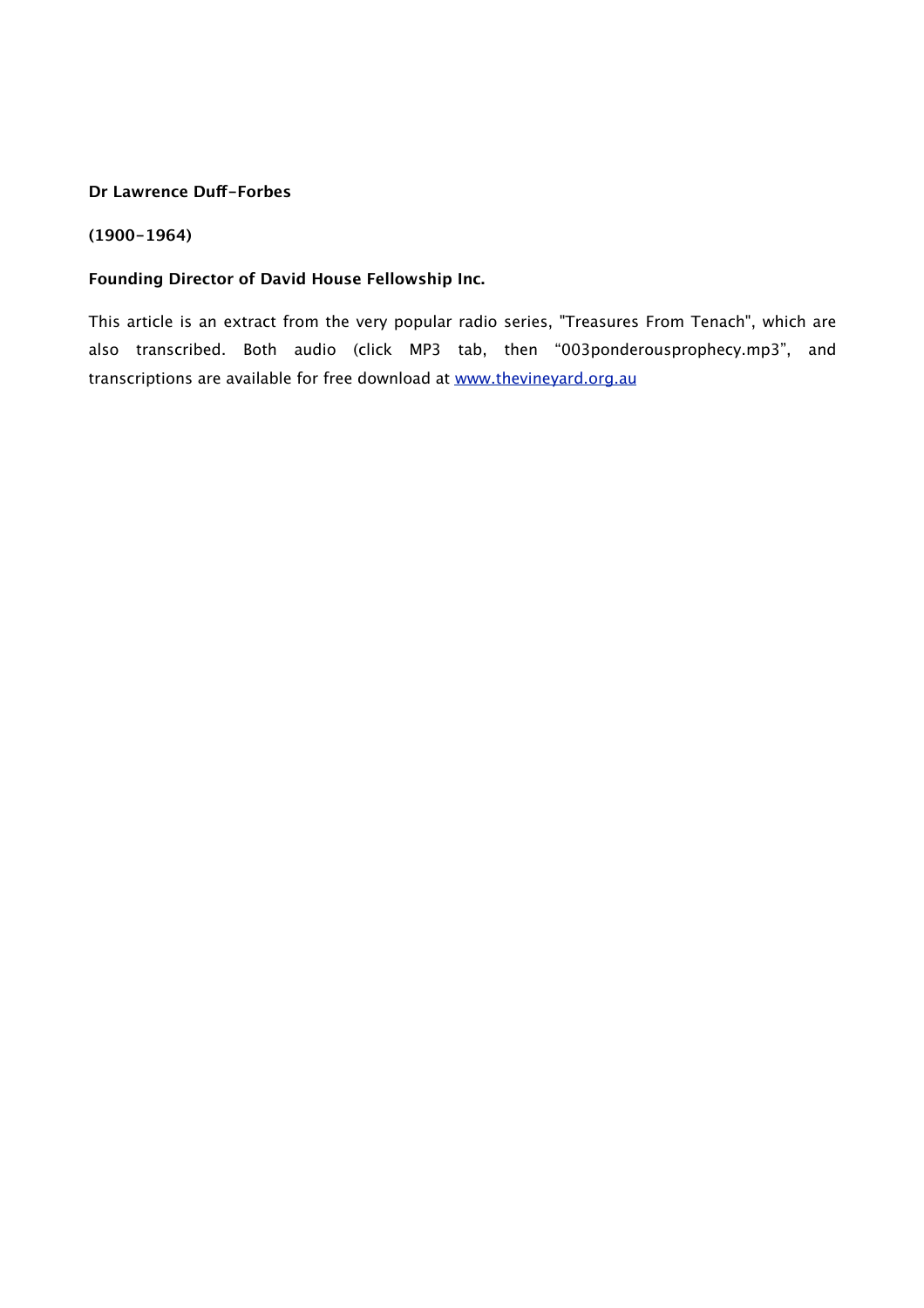**Dr Lawrence Duff-Forbes**

**(1900-1964)**

**Founding Director of David House Fellowship Inc.**

This article is an extract from the very popular radio series, "Treasures From Tenach", which are also transcribed. Both audio (click MP3 tab, then "003ponderousprophecy.mp3", and transcriptions are available for free download at [www.thevineyard.org.au](http://www.thevineyard.org.au)